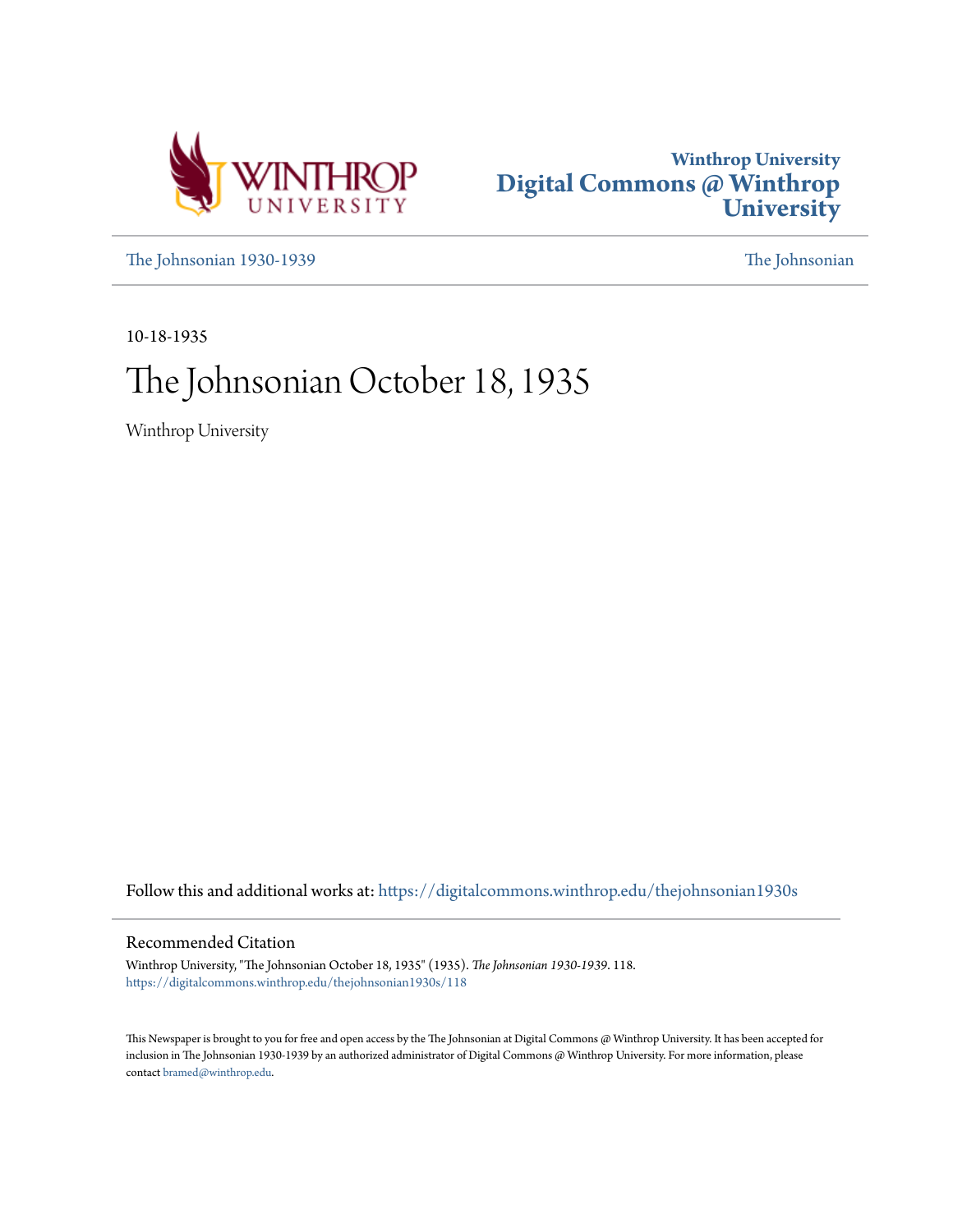Winthrop University
# Digital Commons @ Winthrop University

The Johnsonian 1930-1939 | The Johnsonian

10-18-1935

# The Johnsonian October 18, 1935

Winthrop University

Follow this and additional works at: https://digitalcommons.winthrop.edu/thejohnsonian1930s

## Recommended Citation

Winthrop University, "The Johnsonian October 18, 1935" (1935). *The Johnsonian 1930-1939*. 118.
https://digitalcommons.winthrop.edu/thejohnsonian1930s/118

This Newspaper is brought to you for free and open access by the The Johnsonian at Digital Commons @ Winthrop University. It has been accepted for inclusion in The Johnsonian 1930-1939 by an authorized administrator of Digital Commons @ Winthrop University. For more information, please contact bramed@winthrop.edu.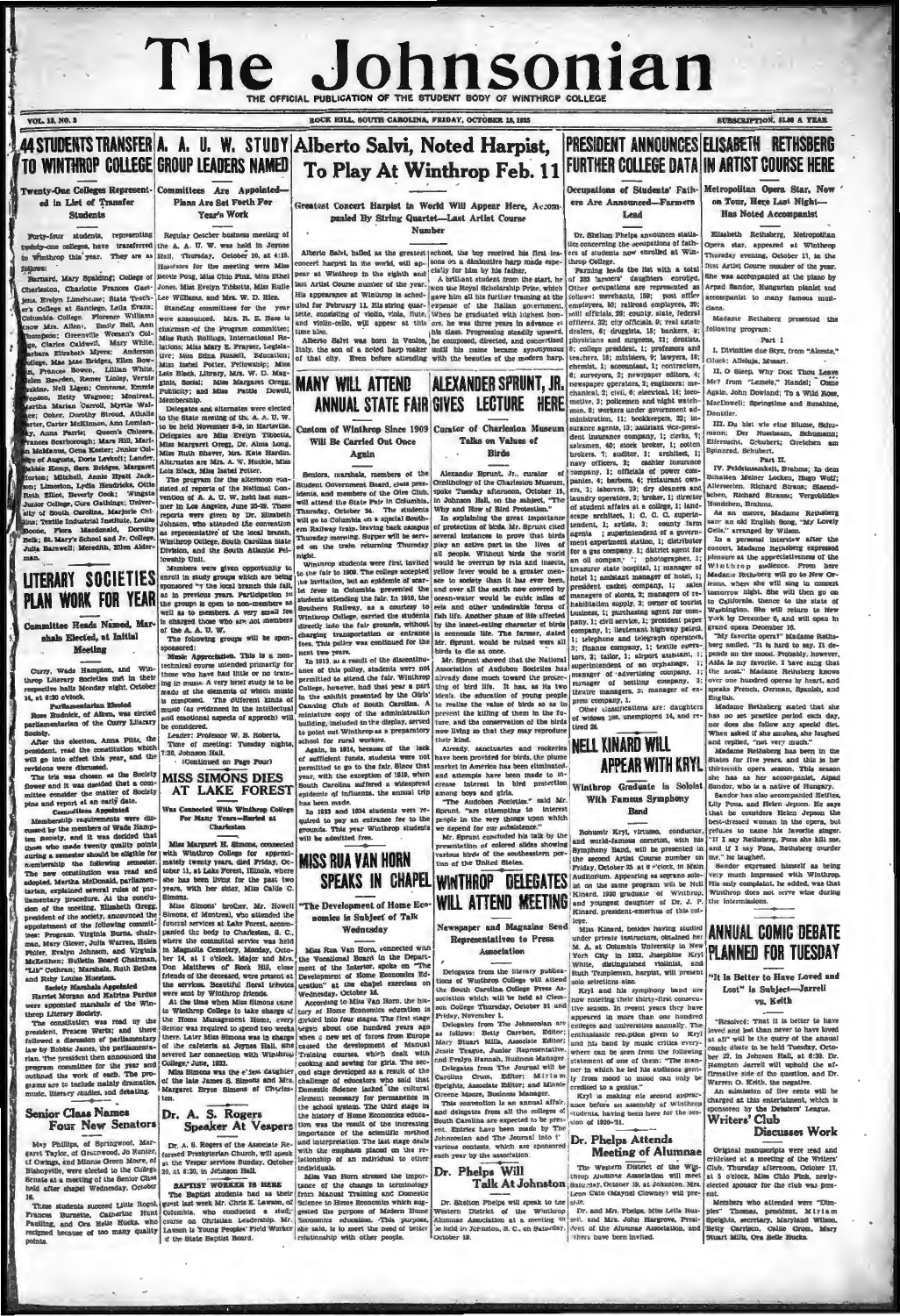# The Johnsonian

THE OFFICIAL PUBLICATION OF THE STUDENT BODY OF WINTHROP COLLEGE

VOL. 13, NO. 5 — ROCK HILL, SOUTH CAROLINA, FRIDAY, OCTOBER 18, 1935 — SUBSCRIPTION, $1.00 A YEAR

## 44 STUDENTS TRANSFER TO WINTHROP COLLEGE

### Twenty-One Colleges Represented in List of Transfer Students

Forty-four students, representing twenty-one colleges, have transferred to Winthrop this year. They are as follows:

Barnard, Mary Spalding; College of Charleston, Charlotte Frances Gaetjens, Evelyn Limehouse; State Teacher's College at Santiago, Lelia Evans; Columbia College, Florence Williams (now Mrs. Allen), Emily Bell, Ann Thompson; Greenville Woman's College, Clarice Caldwell, Mary White, Barbara Elizabeth Myers; Anderson College, Mae Mae Bridges, Ellen Bowen, Frances Bowen, Lillian White, Helen Bowden, Renee Linley, Vernie Watkins, Nell Ligon; Converse, Emmie Gibson, Betty Wagner; Montreat, Martha Marian Carroll, Myrtle Walker; Coker, Dorothy Stroud, Athalie Carter, Carter McKinnon, Ann Lumlan-kay, Anna Parris; Queen's Chicora, Frances Scarborough; Mars Hill, Mari-an McMeans, Ceta Kester; Junior College of Augusta, Doris Levkoff; Lander, Sabie Kemp, Sara Bridges, Margaret Horton; Mitchell, Annie Hyatt Jackson; Limestone, Lydia Hendricks, Ollie Ruth Elliot, Beverly Cook; Wingate Junior College, Cora Gaddings; University of South Carolina, Marjorie Collins; Textile Industrial Institute, Louise Boone, Flora Macdonald, Dorothy Kirk; St. Mary's School and Jr. College, Julia Barwell; Meredith, Ellen Alderman.

## LITERARY SOCIETIES PLAN WORK FOR YEAR

### Committee Heads Named, Marshals Elected, at Initial Meeting

Curry, Wade Hampton, and Winthrop Literary Societies met in their respective halls Monday night, October 14, at 6:30 o'clock.

**Parliamentarian Elected**

Rose Rudolek, of Aiken, was elected parliamentarian of the Curry Literary Society.

After the election, Anna Pitts, the president, read the constitution which will go into effect this year, and the revisions were discussed.

The iris was chosen as the Society flower and it was decided that a committee consider the matter of Society pins and report at an early date.

**Committees Appointed**

Membership requirements were discussed by the members of Wade Hampton society, and it was decided that those who made twenty quality points during a semester should be eligible for membership the following semester. The new constitution was read and adopted. Martha McDonald, parliamentarian, explained several rules of parliamentary procedure. At the conclusion of the meeting, Elizabeth Gregg, president of the society, announced the appointment of the following committees: Program, Virginia Burns, chairman, Mary Glover, Julia Warren, Helen Phifer, Evalyn Johnson, and Virginia McKeithen; Bulletin Board Chairman, "Lib" Cothran; Marshals, Ruth Bethea and Ruby Louise Hucstess.

**Society Marshals Appointed**

Harriet Morgan and Katrina Pardue were appointed marshals of the Winthrop Literary Society.

The constitution was read by the president, Frances Wertz, and there followed a discussion of parliamentary law by Robbie James, the parliamentarian. The president then announced the program committee for the year and outlined the work of each. The programs are to include mainly dramatics, music, literary studies, and debating.

## Senior Class Names Four New Senators

May Phillips, of Springwood, Margaret Taylor, of Greenwood, Jo Hunter, of Owings, and Minnie Green Moore, of Bishopville, were elected to the College Senate at a meeting of the Senior Class held after chapel Wednesday, October 16.

These students succeed Lillie Rogol, Frances Burnette, Catherine Hunt Paulling, and Ora Belle Hucks, who resigned because of too many quality points.

## A. A. U. W. STUDY GROUP LEADERS NAMED

### Committees Are Appointed—Plans Are Set Forth For Year's Work

Regular October business meeting of the A. A. U. W. was held in Joynes Hall, Thursday, October 10, at 4:15. Hostesses for the meeting were Miss Bessie Pong, Miss Chlo Fink, Miss Ethel Jones, Miss Evelyn Tibbetts, Miss Ruth Lee Williams, and Mrs. W. D. Rice.

Standing committees for the year were announced. Mrs. R. E. Bass is chairman of the Program committee; Miss Ruth Rollings, International Relations; Miss Mary E. Frayser, Legislative; Miss Edna Russell, Education; Miss Isabel Potter, Fellowship; Miss Lois Black, Library, Mrs. W. D. Magginis, Social; Miss Margaret Gregg, Publicity; and Miss Pattie Dowell, Membership.

Delegates and alternates were elected to the state meeting of the A. A. U. W. to be held November 8-9, in Hartsville. Delegates are Miss Evelyn Tibbetts, Miss Margaret Gregg, Dr. Alma Long, Miss Ruth Shaver, Mrs. Kate Hardin. Alternates are Mrs. A. W. Huckle, Miss Lois Black, Miss Isabel Potter.

The program for the afternoon consisted of reports of the National Convention of A. A. U. W. held last summer in Los Angeles, June 26-29. These reports were given by Dr. Elizabeth Johnson, who attended the convention as representative of the local branch, Winthrop College, South Carolina State Division, and the South Atlantic Fellowship Unit.

Members were given opportunity to enroll in study groups which are being sponsored by the local branch this fall, as in previous years. Participation in the groups is open to non-members as well as to members. A very small fee is charged those who are not members of the A. A. U. W.

The following groups will be sponsored:

Music Appreciation. This is a non-technical course intended primarily for those who have had little or no training in music. A very brief study is to be made of the elements of which music is composed. The different kinds of music (as evidenced in the intellectual and emotional aspects of approach) will be considered.

Leader: Professor W. B. Roberts.

Time of meeting: Tuesday nights, 7:30, Johnson Hall.

(Continued on Page Four)

## MISS SIMONS DIES AT LAKE FOREST

### Was Connected With Winthrop College For Many Years—Buried at Charleston

Miss Margaret H. Simons, connected with Winthrop College for approximately twenty years, died Friday, October 11, at Lake Forest, Illinois, where she has been living for the past two years, with her sister, Miss Callie C. Simons.

Miss Simons' brother, Mr. Howell Simons, of Montreal, who attended the funeral services at Lake Forest, accompanied the body to Charleston, S. C., where the committal service was held in Magnolia Cemetery, Monday, October 14, at 1 o'clock. Major and Mrs. Don Matthews of Rock Hill, close friends of the deceased, were present at the services. Beautiful floral tributes were sent by Winthrop friends.

At the time when Miss Simons came to Winthrop College to take charge of the Home Management Home, every Senior was required to spend two weeks there. Later Miss Simons was in charge of the cafeteria at Joynes Hall. She severed her connection with Winthrop College, June, 1933.

Miss Simons was the eldest daughter of the late James S. Simons and Mrs. Margaret Bryce Simons of Charleston.

## Dr. A. S. Rogers Speaker At Vespers

Dr. A. S. Rogers of the Associate Reformed Presbyterian Church, will speak at the Vesper services Sunday, October 20, at 6:30, in Johnson Hall.

**BAPTIST WORKER IS HERE**

The Baptist students had as their guest last week Mr. Chris E. Lawson, of Columbia, who conducted a study course on Christian Leadership. Mr. Lawson is Young Peoples' Field Worker of the State Baptist Board.

## Alberto Salvi, Noted Harpist, To Play At Winthrop Feb. 11

### Greatest Concert Harpist in World Will Appear Here, Accompanied By String Quartet—Last Artist Course Number

Alberto Salvi, hailed as the greatest concert harpist in the world, will appear at Winthrop in the eighth and last Artist Course number of the year. His appearance at Winthrop is scheduled for February 11. His string quartette, consisting of violin, viola, flute, and violin-cello, will appear at this time also.

Alberto Salvi was born in Venice, Italy, the son of a noted harp maker of that city. Even before attending school, the boy received his first lessons on a diminutive harp made especially for him by his father.

A brilliant student from the start, he won the Royal Scholarship Prize, which gave him all his further training at the expense of the Italian government. When he graduated with highest honors, he was three years in advance of his class. Progressing steadily upward, he composed, directed, and concertized until his name became synonymous with the beauties of the modern harp.

## MANY WILL ATTEND ANNUAL STATE FAIR

### Custom of Winthrop Since 1909 Will Be Carried Out Once Again

Seniors, marshals, members of the Student Government Board, class presidents, and members of the Glee Club, will attend the State Fair in Columbia, Thursday, October 24. The students will go to Columbia on a special Southern Railway train, leaving back campus Thursday morning. Supper will be served on the train returning Thursday night.

Winthrop students were first invited to the fair in 1909. The college accepted the invitation, but an epidemic of scarlet fever in Columbia prevented the students attending the fair. In 1910, the Southern Railway, as a courtesy to Winthrop College, carried the students directly into the fair grounds, without charging transportation or entrance fees. This policy was continued for the next two years.

In 1913, as a result of the discontinuance of this policy, students were not permitted to attend the fair. Winthrop College, however, had that year a part in the exhibit presented by the Girls' Canning Club of South Carolina. A miniature copy of the administration building, included in the display, served to point out Winthrop as a preparatory school for rural workers.

Again, in 1914, because of the lack of sufficient funds, students were not permitted to go to the fair. Since that year, with the exception of 1919, when South Carolina suffered a widespread epidemic of influenza, the annual trip has been made.

In 1933 and 1934 students were required to pay an entrance fee to the grounds. This year Winthrop students will be admitted free.

## MISS RUA VAN HORN SPEAKS IN CHAPEL

### "The Development of Home Economics is Subject of Talk Wednesday

Miss Rua Van Horn, connected with the Vocational Board in the Department of the Interior, spoke on "The Development of Home Economics Education" at the chapel exercises on Wednesday, October 16.

According to Miss Van Horn, the history of Home Economics education is divided into four stages. The first stage began about one hundred years ago when a new set of forces from Europe caused the development of Manual Training courses, which dealt with cooking and sewing for girls. The second stage developed as a result of the challenge of educators who said that Domestic Science lacked the cultural element necessary for permanence in the school system. The third stage in the history of Home Economics education was the result of the increasing importance of the scientific method and interpretation. The last stage deals with the emphasis placed on the relationship of an individual to other individuals.

Miss Van Horn stressed the importance of the change in terminology from Manual Training and Domestic Science to Home Economics which suggested the purpose of Modern Home Economics education. This purpose, she said, is to meet the need of better relationship with other people.

## ALEXANDER SPRUNT, JR. GIVES LECTURE HERE

### Curator of Charleston Museum Talks on Values of Birds

Alexander Sprunt, Jr., curator of Ornithology of the Charleston Museum, spoke Tuesday afternoon, October 15, in Johnson Hall, on the subject, "The Why and How of Bird Protection."

In explaining the great importance of protection of birds, Mr. Sprunt cited several instances to prove that birds play an active part in the lives of all people. Without birds the world would be overrun by rats and insects, yellow fever would be a greater menace to society than it has ever been, and over all the earth now covered by ocean-water would be sunk miles of eels and other undesirable forms of fish life. Another phase of life affected by the insect-eating character of birds is economic life. The farmer, stated Mr. Sprunt, would be ruined were all birds to die at once.

Mr. Sprunt stressed that the National Association of Audubon Societies has already done much toward the protecting of bird life. It has, as its two ideals, the education of young people to realize the value of birds so as to prevent the killing of them in the future, and the conservation of the birds now living so that they may reproduce their kind.

Already, sanctuaries and rookeries have been provided for birds, the plume market in America has been eliminated, and attempts have been made to increase interest in bird protection among boys and girls.

"The Audubon Societies," said Mr. Sprunt, "are attempting to interest people in the very things upon which we depend for our subsistence."

Mr. Sprunt concluded his talk by the presentation of colored slides showing various birds of the southeastern portion of the United States.

## WINTHROP DELEGATES WILL ATTEND MEETING

### Newspaper and Magazine Send Representatives to Press Association

Delegates from the literary publications of Winthrop College will attend the South Carolina College Press Association which will be held at Clemson College Thursday, October 31 and Friday, November 1.

Delegates from The Johnsonian are as follows: Betty Carrison, Editor; Mary Stuart Mills, Associate Editor; Jessie Teague, Junior Representative, and Evelyn Hannah, Business Manager. Delegates from The Journal will be Caroline Crum, Editor; Miriam Speights, Associate Editor; and Minnie Greene Moore, Business Manager.

This convention is an annual affair, and delegates from all the colleges of South Carolina are expected to be present. Entries have been made by The Johnsonian and The Journal into the various contests, which are sponsored each year by the association.

## Dr. Phelps Will Talk At Johnston

Dr. Shelton Phelps will speak to the Western District of the Winthrop Alumnae Association at a meeting to be held in Johnston, S. C., on Saturday, October 19.

## PRESIDENT ANNOUNCES FURTHER COLLEGE DATA

### Occupations of Students' Fathers Are Announced—Farmers Lead

Dr. Shelton Phelps announces statistics concerning the occupations of fathers of students now enrolled at Winthrop College.

Farming leads the list with a total of 283 farmers' daughters enrolled. Other occupations are represented as follows: merchants, 150; post office employees, 30; railroad employees, 39; mill officials, 26; county, state, federal officers, 22; city officials, 9; real estate dealers, 6; druggists, 15; bankers, 8; physicians and surgeons, 31; dentists, 8; college presidents, 1; professors and teachers, 18; ministers, 9; lawyers, 18; chemist, 1; accountant, 1; contractors, 6; surveyors, 2; newspaper editors, 4; newspaper operators, 2; engineers: mechanical, 2; civil, 6; electrical, 14; locomotive, 2; policemen and night watchmen, 8; workers under government administration, 11; bookkeepers, 22; insurance agents, 13; assistant vice-president insurance company, 1; clerks, 7; salesmen, 40; stock broker, 1; cotton brokers, 7; auditor, 1; architect, 1; navy officers, 2; cashier insurance company, 1; officials of power companies, 4; barbers, 4; restaurant owners, 3; laborers, 29; dry cleaners and laundry operators, 2; broker, 1; director of student affairs at a college, 1; landscape architect, 1; C. C. C. superintendent, 1; artists, 3; county farm agents; superintendent of a government experiment station, 1; distributor for a gas company, 1; district agent for an oil company, 7; photographer, 1; treasurer state hospital, 1; manager of hotel, 1; assistant manager of hotel, 1; president casket company, 1; sales managers of stores, 2; managers of rehabilitation supply, 2; owner of tourist business, 1; purchasing agent for company, 1; civil service, 1; president paper company, 1; lieutenant highway patrol, 1; telephone and telegraph operators, 2; finance company, 1; textile overseers, 3; tailor, 1; airport assistant, 1; superintendent of an orphanage, 1; manager of advertising company, 1; manager of bottling company, 3; theatre managers, 2; manager of express company, 1.

Other classifications are: daughters of widows 186, unemployed 14, and retired 26.

## NELL KINARD WILL APPEAR WITH KRYL

### Winthrop Graduate is Soloist With Famous Symphony Band

Bohumir Kryl, virtuoso, conductor, and world-famous cornetist, with his Symphony Band, will be presented in the second Artist Course number on Friday, October 25 at 8 o'clock, in Main Auditorium. Appearing as soprano soloist on the same program will be Nell Kinard, 1930 graduate of Winthrop, and youngest daughter of Dr. J. P. Kinard, president-emeritus of this college.

Miss Kinard, besides having studied under private instructors, obtained her M. A. at Columbia University in New York City in 1932. Josephine Kryl White, distinguished violinist, and Ruth Templeman, harpist, will present solo selections also.

Kryl and his symphony band are now entering their thirty-first consecutive season. In recent years they have appeared in more than one hundred colleges and universities annually. The enthusiastic reception given to Kryl and his band by music critics everywhere can be seen from the following statement of one of them: "The manner in which he led his audience swiftly from mood to mood can only be credited to a genius."

Kryl is making his second appearance before an assembly of Winthrop students, having been here for the session of 1930-'31.

## Dr. Phelps Attends Meeting of Alumnae

The Western District of the Winthrop Alumnae Association will meet Saturday, October 19, at Johnston. Mrs. Leon Cato (Maynal Clowney) will preside.

Dr. and Mrs. Phelps, Miss Leila Russell, and Mrs. John Hargrove, President of the Alumnae Association, and others have been invited.

## ELISABETH RETHSBERG IN ARTIST COURSE HERE

### Metropolitan Opera Star, Now on Tour, Here Last Night—Has Noted Accompanist

Elisabeth Rethsberg, Metropolitan Opera star, appeared at Winthrop Thursday evening, October 17, in the first Artist Course number of the year. She was accompanied at the piano by Arpad Sandor, Hungarian pianist and accompanist to many famous musicians.

Madame Rethsberg presented the following program:

Part I

I. Divinities due Styx, from "Alceste," Gluck: Alleluja, Mozart.

II. O Sleep, Why Dost Thou Leave Me? from "Semele," Handel; Come Again, John Dowland; To a Wild Rose, MacDowell; Springtime and Sunshine, Dentzler.

III. Du bist wie eine Blume, Schumann; Der Nussbaum, Schumann; Allersseelen, Schubert; Gretchen am Spinnrad, Schubert.

Part II.

IV. Feldeinsamkeit, Brahms; In dem Schatten Meiner Locken, Hugo Wolf; Allerseelen, Richard Strauss; Staendchen, Richard Strauss; Vergebliches Staendchen, Brahms.

As an encore, Madame Rethsberg sang an old English Song, "My Love's Cella," arranged by Wilson.

In a personal interview after the concert, Madame Rethsberg expressed pleasure at the appreciativeness of the Winthrop audience. From here Madame Rethsberg will go to New Orleans, where she will sing in concert tomorrow night. She will then go on to California, thence to the state of Washington. She will return to New York by December 6, and will open in grand opera December 16.

"My favorite opera?" Madame Rethsberg smiled. "It is hard to say. It depends on the mood. Probably, however, Aida is my favorite. I have sung that the most." Madame Rethsberg knows over one hundred operas by heart, and speaks French, German, Spanish, and English.

Madame Rethsberg stated that she has no set practice period each day, nor does she follow any special diet. When asked if she smokes, she laughed and replied, "not very much."

Madame Rethsberg has been in the States for five years, and this is her thirteenth opera season. This season she has as her accompanist, Arpad Sandor, who is a native of Hungary.

Sandor has also accompanied Heifetz, Lily Pons, and Helen Jepson. He says that he considers Helen Jepson the best-dressed woman in the opera, but refuses to name his favorite singer. "If I say Rethsberg, Pons she kill me, and if I say Pons, Rethsberg murder me," he laughed.

Sandor expressed himself as being very much impressed with Winthrop. His only complaint, he added, was that Winthrop does not serve wine during the intermissions.

## ANNUAL COMIC DEBATE PLANNED FOR TUESDAY

### "It Is Better to Have Loved and Lost" is Subject—Jarrell vs. Keith

"Resolved: That it is better to have loved and lost than never to have loved at all" will be the quarry of the annual comic debate to be held Tuesday, October 22, in Johnson Hall, at 6:30. Dr. Hampton Jarrell will uphold the affirmative side of the question, and Dr. Warren G. Keith, the negative.

An admission of five cents will be charged at this entertainment, which is sponsored by the Debaters' League.

## Writers' Club Discusses Work

Original manuscripts were read and criticized at a meeting of the Writers' Club, Thursday afternoon, October 17, at 5 o'clock. Miss Chlo Fink, newly-elected sponsor for the club was present.

Members who attended were "Dunpies" Thomas, president, Miriam Speights, secretary, Maryland Wilson, Betty Carrison, Callie Crum, Mary Stuart Mills, Ora Belle Hucks.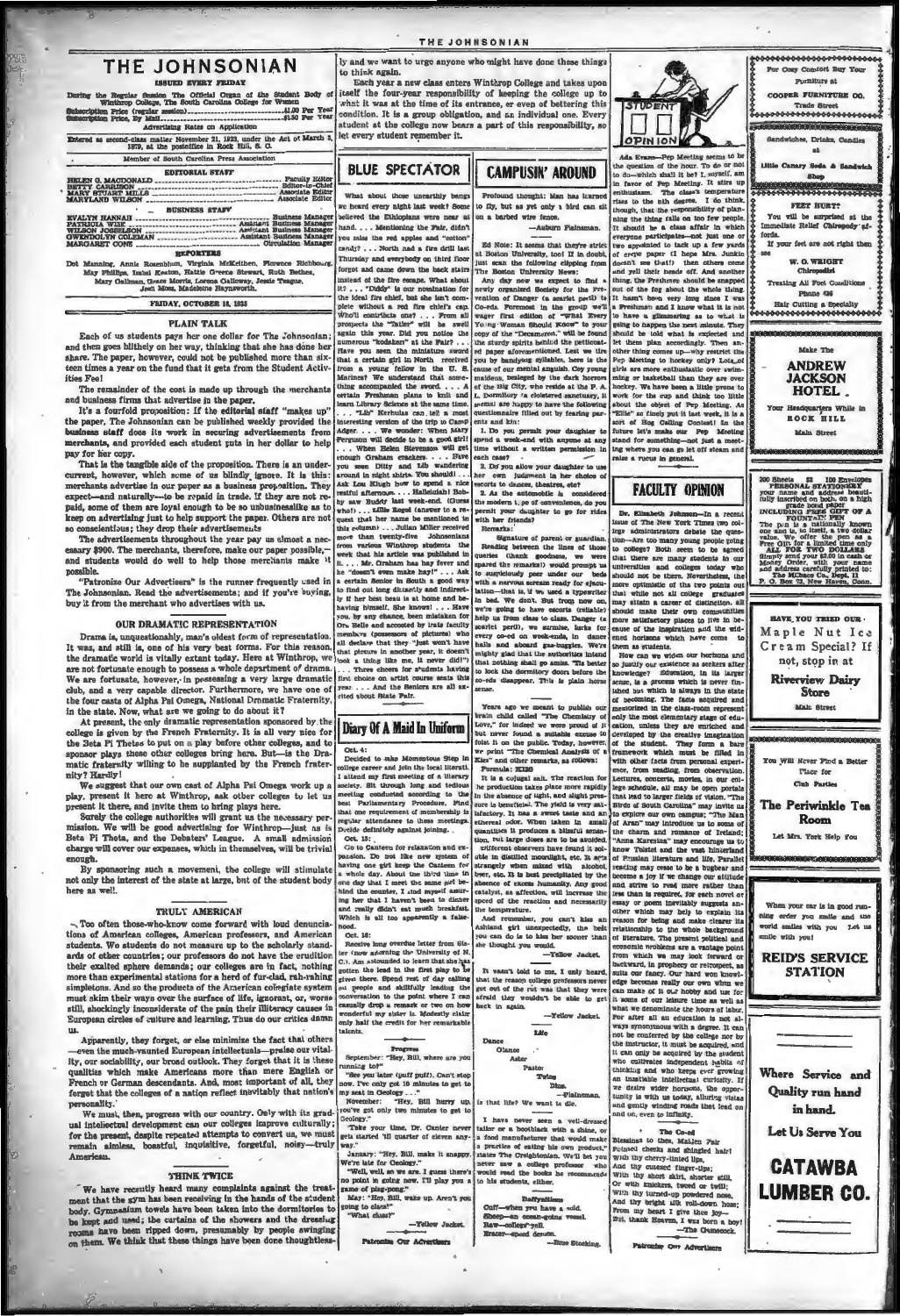# THE JOHNSONIAN

ISSUED EVERY FRIDAY

During the Regular Session The Official Organ of the Student Body of Winthrop College, The South Carolina College for Women

Subscription Price (regular session) ........ $1.00 Per Year
Subscription Price, By Mail ........ $1.50 Per Year

Advertising Rates on Application

Entered as second-class matter November 21, 1923, under the Act of March 3, 1879, at the postoffice in Rock Hill, S. C.

Member of South Carolina Press Association

## EDITORIAL STAFF

HELEN G. MACDONALD ........ Faculty Editor
BETTY CARRISON ........ Editor-in-Chief
MARY STUART MILLS ........ Associate Editor
MARYLAND WILSON ........ Associate Editor

## BUSINESS STAFF

EVALYN HANNAH ........ Business Manager
PATRICIA WISE ........ Assistant Business Manager
WILSON JOSSELSON ........ Assistant Business Manager
GWENDOLYN COLEMAN ........ Assistant Business Manager
MARGARET CONE ........ Circulation Manager

## REPORTERS

Dot Manning, Annie Rosenblum, Virginia McKeithen, Florence Richbourg, May Phillips, Isabel Keaton, Hattie Greene Stewart, Ruth Bethea, Mary Gallman, Grace Morris, Lorena Galloway, Jessie Teague, Jean Moss, Madeleine Haynsworth.

FRIDAY, OCTOBER 18, 1935

## PLAIN TALK

Each of us students pays her one dollar for The Johnsonian; and then goes blithely on her way, thinking that she has done her share. The paper, however, could not be published more than sixteen times a year on the fund that it gets from the Student Activities Fee!

The remainder of the cost is made up through the merchants and business firms that advertise in the paper.

It's a fourfold proposition: If the editorial staff "makes up" the paper, The Johnsonian can be published weekly provided the business staff does its work in securing advertisements from merchants, and provided each student puts in her dollar to help pay for her copy.

That is the tangible side of the proposition. There is an undercurrent, however, which some of us blindly ignore. It is this: merchants advertise in our paper as a business proposition. They expect—and naturally—to be repaid in trade. If they are not repaid, some of them are loyal enough to be so unbusinesslike as to keep on advertising just to help support the paper. Others are not so conscientious; they drop their advertisements.

The advertisements throughout the year pay us almost a necessary $900. The merchants, therefore, make our paper possible,—and students would do well to help those merchants make it possible.

"Patronize Our Advertisers" is the runner frequently used in The Johnsonian. Read the advertisements; and if you're buying, buy it from the merchant who advertises with us.

## OUR DRAMATIC REPRESENTATION

Drama is, unquestionably, man's oldest form of representation. It was, and still is, one of his very best forms. For this reason, the dramatic world is vitally extant today. Here at Winthrop, we are not fortunate enough to possess a whole department of drama. We are fortunate, however, in possessing a very large dramatic club, and a very capable director. Furthermore, we have one of the four casts of Alpha Psi Omega, National Dramatic Fraternity, in the state. Now, what are we going to do about it?

At present, the only dramatic representation sponsored by the college is given by the French Fraternity. It is all very nice for the Beta Pi Thetas to put on a play before other colleges, and to sponsor plays these other colleges bring here. But—is the Dramatic fraternity willing to be supplanted by the French fraternity? Hardly!

We suggest that our own cast of Alpha Psi Omega work up a play, present it here at Winthrop, ask other colleges to let us present it there, and invite them to bring plays here.

Surely the college authorities will grant us the necessary permission. We will be good advertising for Winthrop—just as is Beta Pi Theta, and the Debaters' League. A small admission charge will cover our expenses, which in themselves, will be trivial enough.

By sponsoring such a movement, the college will stimulate not only the interest of the state at large, but of the student body here as well.

## TRULY AMERICAN

Too often those-who-know come forward with loud denunciations of American colleges, American professors, and American students. We students do not measure up to the scholarly standards of other countries; our professors do not have the erudition their exalted sphere demands; our colleges are in fact, nothing more than experimental stations for a herd of fur-clad, rah-rahing simpletons. And so the products of the American collegiate system must skim their ways over the surface of life, ignorant, or, worse still, shockingly inconsiderate of the pain their illiteracy causes in European circles of culture and learning. Thus do our critics damn us.

Apparently, they forget, or else minimize the fact that others—even the much-vaunted European intellectuals—praise our vitality, our sociability, our broad outlook. They forget that it is these qualities which make Americans more than mere English or French or German descendants. And, most important of all, they forget that the colleges of a nation reflect inevitably that nation's personality.

We must, then, progress with our country. Only with its gradual intellectual development can our colleges improve culturally; for the present, despite repeated attempts to convert us, we must remain aimless, boastful, inquisitive, forgetful, noisy—truly American.

## THINK TWICE

We have recently heard many complaints against the treatment that the gym has been receiving in the hands of the student body. Gymnasium towels have been taken into the dormitories to be kept and used; the curtains of the showers and the dressing rooms have been ripped down, presumably by people swinging on them. We think that these things have been done thoughtlessly and we want to urge anyone who might have done these things to think again.

Each year a new class enters Winthrop College and takes upon itself the four-year responsibility of keeping the college up to what it was at the time of its entrance, or even of bettering this condition. It is a group obligation, and an individual one. Every student at the college now bears a part of this responsibility, so let every student remember it.

## BLUE SPECTATOR

What about those unearthly bangs we heard every night last week? Some believed the Ethiopians were near at hand. . . . Mentioning the Fair, didn't you miss the red apples and "cotton" candy? . . . North and a fire drill last Thursday and everybody on third floor forgot and came down the back stairs instead of the fire escape. What about it? . . . "Diddy" is our nomination for the ideal fire chief, but she isn't complete without a red fire chief's cap. Who'll contribute one? . . . From all prospects the "Tatler" will be swell again this year. Did you notice the numerous "Kodaks" at the Fair? . . . Have you seen the miniature sword that a certain girl in North received from a young fellow in the U. S. Marines? We understand that something accompanied the sword. . . . A certain Freshman plans to knit and learn Library Science at the same time. . . . "Lib" Kerhulas can tell a most interesting version of the trip to Camp Adger. . . . We wonder: When Mary Ferguson will decide to be a good girl? . . . When Helen Stevenson will get enough Graham crackers. . . . Have you seen Dilly and Lib wandering around in night shirts. You should! . . . Ask Lou Kiugh how to spend a nice restful afternoon. . . . Hallelujah! Bobby any Buddy last week-end. (Guess who!) . . . Lillie Regal (answer to a request that her name be mentioned in this column) . . . Julian Miller received more than twenty-five Johnsonians from various Winthrop students the week that his article was published in it. . . . Mr. Graham has lost four and he "doesn't even make hay!" . . . Ask a certain Senior in South a good way to find out long distantly and indirectly if her beau is at home and being himself. She knows! . . . Have you, by any chance, been mistaken for Ora Belle and accosted by irate faculty members (possessors of pictures) who all declare that they "just won't have that picture in another year, it doesn't look a thing like me, it never did!"? . . . Three cheers for students having first choice on artist course seats this year. . . . And the Seniors are all excited about State Fair.

## CAMPUSIN' AROUND

Profound thought: Man has learned to fly, but as yet only a bird can sit on a barbed wire fence.

—Auburn Plainsman.

Ed Note: It seems that they're strict at Boston University, too! If in doubt, just scan the following clipping from The Boston University News:

Any day now we expect to find a newly organized Society for the Prevention of Danger (a scarlet peril) to Co-eds. Foremost in the group we'll wager first edition of "What Every Young Woman Should Know" to your copy of the "Decameron," will be found the sturdy spirits behind the petticoated paper aforementioned. Lest we tire you by bandying syllables, here is the cause of our mental anguish. Coy young maidens, besieged by the dark horrors of the Big City, who reside at the P. A. L. Dormitory (a cloistered sanctuary, it seems) are happy to have the following questionnaire filled out by fearing parents and kin:

1. Do you permit your daughter to spend a week-end with anyone at any time without a written permission in each case?

2. Do you allow your daughter to use her own judgment in her choice of escorts to dances, theatres, etc?

3. As the automobile is considered the modern type of convenience, do you permit your daughter to go for rides with her friends?

Remarks:

Signature of parent or guardian.

Reading between the lines of these queries (thank goodness, we were spared the remarks!) would prompt us to suspiciously peer under our beds with a nervous scream ready for ejaculation—that is, if we used a typewriter in bed. We don't. But from now on, we're going to have escorts (reliable) help us from class to class. Danger (a scarlet peril), we surmise, lurks for every co-ed on week-ends, in dance halls and aboard gas-buggies. We're mighty glad that the authorities intend that nothing shall go amiss. 'Tis better to lock the dormitory doors before the co-eds disappear. This is plain horse sense.

Years ago we meant to publish our brain child called "The Chemistry of Love," for indeed we were proud of it but never found a suitable excuse to foist it on the public. Today, however, we print "The Chemical Analysis of a Kiss" and other remarks, as follows:

Formula: KISS

It is a colugal salt. The reaction for its production takes place more rapidly in the absence of light, and slight pressure is beneficial. The yield is very satisfactory. It has a sweet taste and an ethereal odor. When taken in small quantities it produces a blissful sensation, but large doses are to be avoided. Different observers have found it soluble in distilled moonlight, etc. It acts strangely when mixed with alcohol, beer, etc. It is best precipitated by the absence of excess humanity. Any good catalyst, as affection, will increase the speed of the reaction and necessarily the temperature.

And remember, you can't kiss an Ashland girl unexpectedly, the best you can do is to kiss her sooner than she thought you would.

—Yellow Jacket.

It wasn't told to me, I only heard, that the reason college professors never get out of the rut was that they were afraid they wouldn't be able to get back in again.

—Yellow Jacket.

### Life

Dance
Glance
Aster
Pastor
Twins
Dins.

Is that life? We want to die.

—Plainsman.

I have never seen a well-dressed tailor or a bootblack with a shine, or a food manufacturer that would make a practice of eating his own product," states The Creightonian. We'll bet you never saw a college professor who would read the books he recommends to his students, either.

### Daffynitions

Cuff—when you have a cold.
Sheep—an ocean-going vessel.
Raw—college yell.
Bracer—good dancer.

—Blue Stocking.

## Diary Of A Maid In Uniform

Oct. 4:

Decided to take Momentous Step in college career and join the local literati. I attend my first meeting of a literary society. Sit through long and tedious meeting conducted according to the best Parliamentary Procedure. Find that one requirement of membership is regular attendance to these meetings. Decide definitely against joining.

Oct. 15:

Go to Canteen for relaxation and expansion. Do not like new system of having one girl keep the Canteen for a whole day. About the third time in one day that I meet the same girl behind the counter, I find myself assuring her that I haven't been to dinner and really didn't eat much breakfast. Which is all too apparently a falsehood.

Oct. 16:

Receive long overdue letter from Sister (now adorning the University of N. C.). Am astounded to learn that she has gotten the lead in the first play to be given there. Spend rest of day calling out people and skillfully leading the conversation to the point where I can casually drop a remark or two on how wonderful my sister is. Modestly claim only half the credit for her remarkable talents.

### Progress

September: "Hey, Bill, where are you running to?"

"See you later (puff puff). Can't stop now. I've only got 10 minutes to get to my seat in Geology . . ."

November: "Hey, Bill hurry up, you've got only two minutes to get to Geology."

"Take your time, Dr. Canter never gets started 'till quarter of eleven anyway."

January: "Hey, Bill, make it snappy. We're late for Geology."

"Well, well, so we are. I guess there's no point in going now. I'll play you a game of ping-pong."

May: "Hey, Bill, wake up. Aren't you going to class?"

"What class?"

—Yellow Jacket.

Patronize Our Advertisers

## STUDENT OPINION

Ada Evans—Pep Meeting seems to be the question of the hour. To do or not to do—which shall it be? I, myself, am in favor of Pep Meeting. It stirs up enthusiasm. The class's temperature rises to the nth degree. I do think, though, that the responsibility of planning the thing falls on too few people. It should be a class affair in which everyone participates—not just one or two appointed to tack up a few yards of crepe paper (I hope Mrs. Junkin doesn't see that!) then others come and yell their heads off. And another thing, the Freshmen should be snapped out of the fog about the whole thing. It hasn't been very long since I was a Freshman and I know what it is not to have a glimmering as to what is going to happen the next minute. They should be told what is expected and let them plan accordingly. Then another thing comes up—why restrict the Pep Meeting to hockey only? Lots of girls are more enthusiastic over swimming or basketball than they are over hockey. We have been a little prone to work for the cup and think too little about the object of Pep Meeting. As "Ellie" so finely put it last week, it is a sort of Hog Calling Contest! In the future let's make our Pep Meeting stand for something—not just a meeting where you can go let off steam and raise a rucus in general.

## FACULTY OPINION

Dr. Elizabeth Johnson—In a recent issue of The New York Times two college administrators debate the question—Are too many young people going to college? Both seem to be agreed that there are many students in our universities and colleges today who should not be there. Nevertheless, the more optimistic of the two points out that while not all college graduates may attain a career of distinction, all should make their own communities more satisfactory places to live in because of the inspiration and the widened horizons which have come to them as students.

How can we widen our horizons and so justify our existence as seekers after knowledge? Education, in its larger sense, is a process which is never finished but which is always in the state of becoming. The facts acquired and memorized in the class-room represent only the most elementary stage of education, unless they are enriched and developed by the creative imagination of the student. They form a bare framework which must be filled in with other facts from personal experience, from reading, from observation. Lectures, concerts, movies, in our college schedule, all may be open portals that lead to larger fields of vision. "The Birds of South Carolina" may invite us to explore our own campus; "The Man of Aran" may introduce us to some of the charm and romance of Ireland; "Anna Karenina" may encourage us to know Tolstoi and the vast hinterland of Russian literature and life. Parallel reading may cease to be a bugbear and become a joy if we change our attitude and strive to read more rather than less than is required, for each novel or essay or poem inevitably suggests another which may help to explain its reason for being and make clearer its relationship to the whole background of literature. The present political and economic problems are a vantage point from which we may look forward or backward, in prophecy or retrospect, as suits our fancy. Our hard won knowledge becomes really our own when we can make of it our hobby and use for it some of our leisure time as well as what we denominate the hours of labor. For after all an education is not always synonymous with a degree. It can not be conferred by the college nor by the instructor, it must be acquired, and it can only be acquired by the student who cultivates independent habits of thinking and who keeps ever growing an insatiable intellectual curiosity. If we desire wider horizons, the opportunity is with us today, alluring vistas and gently winding roads that lead on and on, even to infinity.

### The Co-ed

Blessings to thee, Maiden Fair
Painted cheeks and shingled hair!
With thy cherry-tinted lips,
And thy cursed finger-tips;
With thy short skirt, shorter still,
Or with knickers, tweed or twill;
With thy turned-up powdered nose,
And thy bright silk roll-down hose;
From my heart I give thee joy—
But, thank Heaven, I was born a boy!

—The Gamecock.

Patronize Our Advertisers

---

For Cozy Comfort Buy Your Furniture at

COOPER FURNITURE CO.

Trade Street

---

Sandwiches, Drinks, Candies at

Little Canary Soda & Sandwich Shop

---

FEET HURT?

You will be surprised at the Immediate Relief Chiropody affords.

If your feet are not right then see

W. O. WRIGHT
Chiropodist

Treating All Foot Conditions

Phone 636

Hair Cutting a Specialty

---

Make The

ANDREW JACKSON HOTEL

Your Headquarters While in ROCK HILL

Main Street

---

200 Sheets 32 100 Envelopes
PERSONAL STATIONERY
your name and address beautifully inscribed on both, on a high grade bond paper
INCLUDING FREE GIFT OF A FOUNTAIN PEN

The pen is a nationally known one and is, in itself, a two dollar value. We offer the pen as a Free Gift for a limited time only
ALL FOR TWO DOLLARS
Simply send your $2.00 in cash or Money Order, with your name and address carefully printed to:
The Midnes Co., Dept. H
P. O. Box 72, New Haven, Conn.

---

HAVE YOU TRIED OUR Maple Nut Ice Cream Special? If not, stop in at

Riverview Dairy Store

Main Street

---

You Will Never Find a Better Place for Club Parties

The Periwinkle Tea Room

Let Mrs. York Help You

---

When your car is in good running order you smile and the world smiles with you. Let us smile with you!

REID'S SERVICE STATION

---

Where Service and Quality run hand in hand.

Let Us Serve You

CATAWBA LUMBER CO.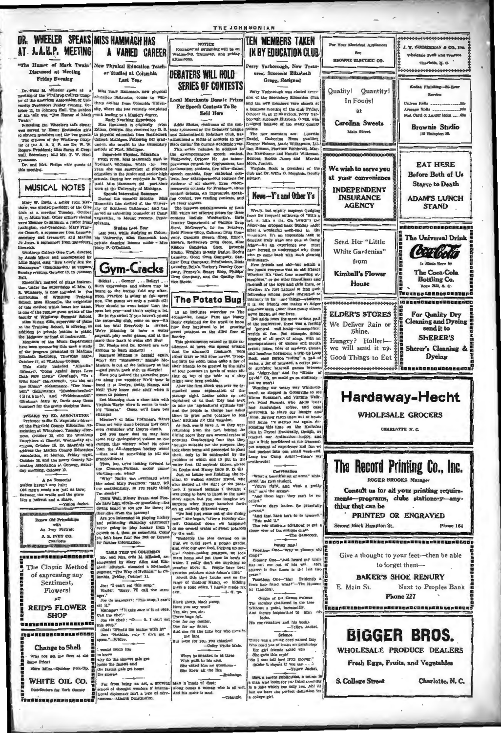# DR. WHEELER SPEAKS AT A.A.U.P. MEETING

**"The Humor of Mark Twain" Discussed at Meeting Friday Evening**

Dr. Paul M. Wheeler spoke at a meeting of the Winthrop College Chapter of the American Association of University Professors Friday evening, October 11, in Johnson Hall. The subject of his talk was "The Humor of Mark Twain."

Preceding Dr. Wheeler's talk dinner was served by Home Economics girls to sixteen members and the two guests.

The officers of the Winthrop Chapter of the A. A. U. P. are Dr. W. W. Rogers, President; Miss Sarah E. Cragwall, Secretary; and Mr. T. W. Noel, Treasurer.

Dr. and Mrs. Phelps were guests at this meeting.

## MUSICAL NOTES

Mary W. Davis, a senior from Kershaw, was elected president of the Glee Club at a meeting Tuesday, October 15, in Music Hall. Other officers elected were Eleanor Saughman, a junior from Lexington, vice-president; Mary Frances Connell, a sophomore from Laurens, secretary and treasurer; and Martha Jo Jones, a sophomore from Batesburg, librarian.

Winthrop College Glee Club, directed by Annie Minor and accompanied by Lillie Rogol, sang "How Lovely Are the Messengers" (Mendelssohn) at vespers, Sunday evening, October 13, in Johnson Hall.

Kinscella's method of piano instruction, under the supervision of Mrs. C. E. Wimberly, is now included in the curriculum of Winthrop Training School. Miss Kinscella, the originator of this method which bears her name, is one of the regular guest artists of the faculty of Winthrop Summer School.

Miss Vivian Ellis, supervisor of piano in the Training School, is offering, in addition to private lessons in piano, the Meissner method of instruction.

Members of the Music Department have been sponsoring this week a study of the program presented by Madame Elisabeth Rethberg, Thursday night, October 17, at Winthrop College.

This study included "Alleluia" (Mozart), "Come Again! Sweet Love Doth Now Invite" (Dowland), "To a Wild Rose" (MacDowell), "Du bist wie eine Blume" (Schumann), "Der Nussbaum" (Schumann), "Mondnachtlied" (Brahms), and "Feldeinsamkeit" (Brahms). Mary W. Davis sang three numbers for the group studying them.

### SPEAKS TO ED. ASSOCIATION

Professor Willis D. Magginis addressed the Fairfield County Education Association at Winnsboro, Tuesday afternoon, October 15, and the Winthrop Daughters at Chester, Wednesday afternoon, October 16. Dr. Magginis will address the Marion County Education Association, at Marion, Friday night, October 18, and the Horry County Education Association at Conway, Saturday morning, October 19.

**A Ea Tonsorial**

Babies haven't any hair;
Old men's heads are just as bare;
Between the cradle and the grave
Lies a haircut and a shave.
—Yellow Jacket.

Renew Old Friendships with An Ivey Portrait

J. B. IVEY CO. Charlotte

The Classic Method of expressing any Sentiment, Flowers! AT REID'S FLOWER SHOP

Change to Shell

Why not get the Best at the Same Price?

More Miles—Quicker Pick-Up.

WHITE OIL CO. Distributors for York County

# MISS HAMMACH HAS A VARIED CAREER

**New Physical Education Teacher Studied at Columbia Last Year**

Miss Susie Hammach, new physical education instructor, comes to Winthrop College from Columbia University, where she has recently completed work leading to a Master's degree.

**Early Teaching Experience**

Miss Hammach is originally from Edison, Georgia. She received her B. S. in physical education from Battlecreek College, Michigan. Following her graduation, she taught in the elementary schools of Flint, Michigan.

**Supervises Physical Education**

From Flint, Miss Hammach went to Ypsilanti, Michigan, where for two years she was supervisor of physical education in the junior and senior high schools. During her residence in Ypsilanti, Miss Hammach did part-time work at the University of Michigan.

**Spends Interesting Summers**

During the summer months Miss Hammach has studied at the University of Southern California; and has served as swimming counselor at Camp Tegawitha, in Mount Pocono, Pennsylvania.

**Studies Last Year**

Last year, while studying at Columbia University, Miss Hammach took private dancing lessons under Miss Mary P. O'Donnell.

## Gym-Cracks

Sticks! . . . Corner! . . . Bully! . . . Such expressions and others may be heard on the hockey field any afternoon. Practice is going at full speed now. The games are only a month off! They should be even better than the ones last year—and that's saying a lot.

Be in the swim! If you haven't joined the swimming club, come on now—it's not too late! Everybody is invited. We're planning to have a water pageant, play water games, and at the same time learn to swim and dive!

Dr. Phelps and Dr. Kinard are very anxious to learn archery!

Marjorie Mitchell is herself again. Why? Her "sinkwater," Margie McMeekin, is out of the infirmary at last—glad you're back with us Margie!

Have you noticed the attractive posters along the wayside? We'll have to hand it to Evelyn, Betty, Nancy, and Nell! They know their stuff when it comes to posters!

Dot Manning runs a close race with Virginia Harby when it comes to making "breaks." Guess we'll have two champs!

Members of Miss Hoffman's Kinesiology Class are very dumb because they can't even remember why they're dumb.

Did you know that we may have some very distinguished visitors on our campus this winter? Who? No other than the All-American hockey team!—that will be something to tell our grandchildren!

Then, too, we're looking forward to the Cannon-Furman soccer game! Thrilling—eh, what?

"Why," Sally was overheard when she asked Mary Ferguson: "Mary, tell me confidentially, do you really think I'm dumb?"

Clara Wall, Kinsey Evans, and Flossie have high ideals—or something—the diving board is too low for them; so they dive from the balcony!

Are you interested in playing hockey and swimming Saturday afternoon? We're going to play hockey from 2 o'clock to 4, then go swimming. Come on, let's have fun! See Dot or Lorena for further information.

**TAKE TRIP TO COLUMBIA**

Mr. and Mrs. Otis M. Mitchell, accompanied by Mary Allen and Elizabeth Mitchell, attended a Methodist pageant, "The Way of Holiness," in Columbia, Friday, October 11.

Joe: "I can't eat this soup."
Waiter: "Sorry. I'll call the manager."
Joe (to manager): "This soup, I can't eat it."
Manager: "I'll take care of it at once. Call the chef."
Joe (to chef): "D— it, I can't eat this soup."
Chef: "What's the matter with it?"
Joe: "Nothing, only I don't got a spoon."—Widow.

I would much like
to know
why do the slowest gals get
home the fastest and
the fastest gals get home
the slowest.

Far from being an art, a growing school of thought wonders if international diplomacy isn't a type of nervousness.—Atlanta Constitution.

NOTICE

Recreational swimming will be on Wednesday, Thursday, and Friday afternoons.

# DEBATERS WILL HOLD SERIES OF CONTESTS

**Local Merchants Donate Prizes For Speech Contests To Be Held Here**

Addie Stokes, chairman of the contests sponsored by the Debaters' League and International Relations Club, has announced a series of contests to take place during the current academic year.

This series includes, in addition to the extemporaneous speech contest, Wednesday, October 16: An extemporaneous contest for Sophomores, two declamation contests, five after-dinner speech contests, four oratorical contests, four extemporaneous contests for student of all classes, three extemporaneous contests for Freshmen, three contest debates, an impromptu speaking contest, two reading contests, and an essay contest.

The business establishments of Rock Hill which are offering prizes for these contests include Woolworth's, Ebrle Jewelry Department of Phillips Drug Store, McCrorey's, Lo Joe Printery, Reid Flower Shop, Calhoun Drug Company, Carolina Sweets Shop, Efird's, Hovis's, Ratterree's Drug Store, Blue Ribbon Sandwich Shop, Brownie Studio, Wright's Beauty Parlor, Rock's Laundry, Good Drug Company, Sandifer Drug Company, Friedheim's, Dixie Laundry, Belk's, Tucker's Jewelry Company, Pacey's, Smart Shop, Phillips' Drug Company, and the Quality Service Stores.

## The Potato Bug

In an inclusive interview to The Johnsonian, Louise Funt and Nancy Bauer explained for the world to know how they happened to be growing sweet potatoes on the third floor of Roddey.

This phenomenon caused no little excitement as news was spread around that the aforesaid freshmen were either crazy or had gone insane. Trooping into the room came quite a few of their friends to be greeted by the sight of four potatoes in bowls of water sitting on top of the table as if they might have been orchids.

After the first shock was over we demanded some explanation of this strange sight. Louise spoke up and explained to us that they had been to take the "agricultural aptitude test" and the people in charge had asked them to grow some potatoes to test their aptitude for this vocation.

As luck would have it, as they were returning from the test, behind the dining room they saw several crates of potatoes. Confiscating four that they thought suitable for the purpose, they took them home and proceeded to plant them, only to be confronted by the problem of which end to put in the water first. (If anybody knows, please let Louise and Nancy know P. D. Q.)

Just as Louise was finishing the recital, in walked another friend, who also gasped at the sight of the potatoes. I yawned because I thought I was going to have to listen to the same story again, but you can imagine my surprise when Nancy launched forth on an entirely different story.

"We had just come out of the dining room," she began, "after a Monday dinner. Glancing down we happened to see several crates of sweet potatoes by the wall.

"Suddenly the idea dawned on us that we could start a potato garden and raise our own food. Picking up several choice-looking potatoes, we took them home and put them in bowls of water. I really don't see anything so peculiar about it. People have been growing potatoes since Adam's time."

About this time Louise was on the verge of choking Nancy, so bidding them a fond adieu, I hastily made my exit.
—L. E. '39.

Black sheep, black sheep,
Have you any wool?
Yes, sir; yes, sir;
Three bags full.
One for my master,
One for my dame,
And one for the little boy who lives in the lane.
But none for you, you chiseler!
—Colby White Mule.

When he smoked in at three
With guilt in his eyes,
She asked him no questions—
She knew all the lies.
—Exchange.

Man is made of dust;
Along comes a woman who is all wet.
And his name is mud.
—Triangle.

# TEN MEMBERS TAKEN IN BY EDUCATION CLUB

**Perry Yarborough, New Treasurer, Succeeds Elizabeth Gregg, Resigned**

Perry Yarborough was elected treasurer of the Secondary Education Club and ten new members were chosen at a business meeting of the club Friday, October 11, at 12:30 o'clock. Perry Yarborough succeeds Elizabeth Gregg, who resigned because of too many quality points.

The new members are: Lucretia Daniel, Catherine Hunt Pauling, Eleanor Hobson, Marie Williamson, Lillian Simon, Florence Richbourg, Martha Hawthorne and Nanette Wilkerson, Seniors; Bobbie James and Martha Moore, Juniors.

Virginia Scott is president of the club and Dr. Willis D. Magginis, faculty adviser.

## News—Y's and Other Y's

Weary, but mighty inspired (judging from the frequent outbursts of "It's a me, a it's a me, Oh Lawd!") the Adger-ites drooped back Sunday night after a wonderful week-end in the mountains. It's an impossible task to describe truly what one gets at Camp Adger—it's an experience one must have herself to understand why those who go come back with such glowing enthusiasm.

New friends and old—but within a few hours everyone was an old friend! Whether it's "that four mounting atmosphere," or the utter friendliness and fineness of the boys and girls there, or whether it's just natural to find such fellowship among people interested so intensely in the same things—whatever it is, the friends one makes at Adger somehow seem closer than many others we've known all our lives.

But aside from the more serious part of the conference, there was a feeling of general well-being—consequences; wards of fun. For example, group singing of all sorts of songs, with an accompaniment of ukulele and mouth organ; jokes, tales of mystery, ghosts, and headless horsemen; a trip up Long Rock, each person "toting" a pail of water, a jar of mustard, a coffee pot—or sum'pin'; baseball games between the "Adger-ites" and the "House of David." Oh, we could go on endlessly—but we won't!

Wending our weary way Winthrop-ward, we stopped in Greenville to see Minna Ruessner's and Virginia Walker's fond Parents, who (bless 'em!) had sandwiches, coffee, and cake wherewith to stave our hunger and thirst. Having eaten them out of house and home, we started out again, descending this time on the Kathodas clan in Tryon! Eventually, though, we reached our destination—happy, and just a little bewildered at the tremendous amount of experience and fun we had packed into one small week-end. Long live Camp Adger!—there's my sentiments!

**Conversation**

"What a beautiful set of arms," whispered the first student.

"You're right, and what a pretty face," said the second.

"And those legs; they can't be excelled."

"You're darn tootin. So gracefully curved."

"And that back isn't to be ignored."
"You said it."

The two students advanced to get a closer view of the antique chair.
—The Gamecock.

**Funny Man!**

Facetious One—"Why so gloomy, old chap?"

Gloomy One—"Just heard my uncle has cut me out of his will. He's altered it five times in the last two years."

Facetious One—"Ha! Evidently a fresh heir fiend, what?"—The Humorist (London).

**Origin of the Genus Primus**

The monkey chattered in the tree
Without a point, incessantly,
And thence bequeathed to man his looks,
His conversation and his books.
—Yellow Jacket.

**Science**

There was a young coed named Izzy
Who read lots of books on psychology
Her girl friends asked why
She gave this reply:
"So I can tell love from biology."
(Make it rhyme if you can . . .)
—Yellow Jacket.

Says a recent publication, a sehum is a man who looks for the third meaning in a joke which has only two. Ah! At last we have the perfect definition for a college girl.

For Your Electrical Appliances See BROWNE ELECTRIC CO.

Quality! Quantity! In Foods! at Carolina Sweets Main Street

We wish to serve you at your convenience

INDEPENDENT INSURANCE AGENCY

Send Her "Little White Gardenias" from Kimball's Flower House

ELDER'S STORES

We Deliver Rain or Shine.

Hungry? Holler!—we will send it up. Good Things to Eat

J. W. ZIMMERMAN & CO., Inc. Wholesale Fruit and Produce Charlotte, N. C.

Kodak Finishing—24-Hour Service

Univex Rolls ........ 20c
Average Rolls ....... 25c
Post Card or Larger Rolls ... 40c

Brownie Studio 119 Hampton St.

EAT HERE Before Both of Us Starve to Death

ADAM'S LUNCH STAND

The Universal Drink — Coca-Cola — Is Made Here by The Coca-Cola Bottling Co. Rock Hill, S. C.

For Quality Dry Cleaning and Dyeing send it to SHERER'S

Sherer's Cleaning & Dyeing

# Hardaway-Hecht

WHOLESALE GROCERS

CHARLOTTE, N. C.

# The Record Printing Co., Inc.

ROGER BROOKS, Manager

Consult us for all your printing requirements—programs, clubs stationery—anything that can be PRINTED OR ENGRAVED

Second Block Hampton St. Phone 164

Give a thought to your feet—then be able to forget them—

BAKER'S SHOE RENURY

E. Main St. Next to Peoples Bank

Phone 227

# BIGGER BROS.

WHOLESALE PRODUCE DEALERS

Fresh Eggs, Fruits, and Vegetables

S. College Street Charlotte, N. C.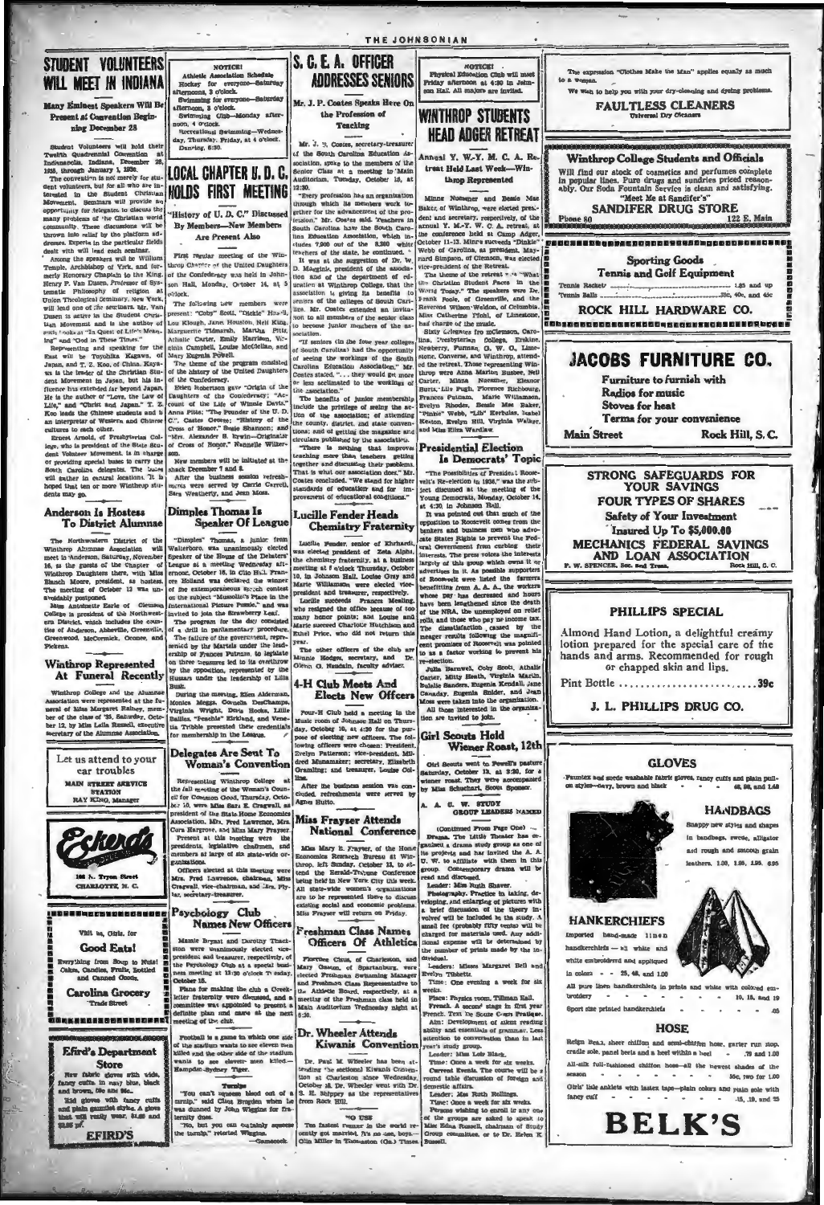## STUDENT VOLUNTEERS WILL MEET IN INDIANA

### Many Eminent Speakers Will Be Present at Convention Beginning December 28

Student Volunteers will hold their Twelfth Quadrennial Convention at Indianapolis, Indiana, December 28, 1935, through January 1, 1936.

The convention is not merely for student volunteers, but for all who are interested in the Student Christian Movement. Seminars will provide an opportunity for delegates to discuss the many problems of the Christian world community. These discussions will be thrown into relief by the platform addresses. Experts in the particular fields dealt with will lead each seminar.

Among the speakers will be William Temple, Archbishop of York, and formerly Honorary Chaplain to the King. Henry P. Van Dusen, Professor of Systematic Philosophy of religion at Union Theological Seminary, New York, will lead one of the seminars. Mr. Van Dusen is active in the Student Christian Movement and is the author of such books as "In Quest of Life's Meaning" and "God in These Times."

Representing and speaking for the East will be Toyohiko Kagawa, of Japan, and T. Z. Koo, of China. Kagawa is the leader of the Christian Student Movement in Japan, but his influence has extended far beyond Japan. He is the author of "Love, the Law of Life," and "Christ and Japan." T. Z. Koo leads the Chinese students and is an interpreter of Western and Chinese cultures to each other.

Ernest Arnold, of Presbyterian College, who is president of the State Student Volunteer Movement, is in charge of providing special buses to carry the South Carolina delegates. The buses will gather in central locations. It is hoped that ten or more Winthrop students may go.

### Anderson Is Hostess To District Alumnae

The Northwestern District of the Winthrop Alumnae Association will meet in Anderson, Saturday, November 16, as the guests of the Chapter of Winthrop Daughters there, with Miss Blanch Moore, president, as hostess. The meeting of October 12 was unavoidably postponed.

Miss Antoinette Earle of Clemson College is president of the Northwestern District, which includes the counties of Anderson, Abbeville, Greenville, Greenwood, McCormick, Oconee, and Pickens.

### Winthrop Represented At Funeral Recently

Winthrop College and the Alumnae Association were represented at the funeral of Miss Margaret Rainey, member of the class of '25, Saturday, October 12, by Miss Leila Russell, executive secretary of the Alumnae Association.

Let us attend to your car troubles

MAIN STREET SERVICE STATION

RAY KING, Manager

Eckerd's

186 N. Tryon Street

CHARLOTTE, N. C.

Visit us, Girls, for

Good Eats!

Everything from Soup to Nuts! Cakes, Candies, Fruits, Bottled and Canned Goods.

Carolina Grocery

Trade Street

Efird's Department Store

New fabric gloves with wide, fancy cuffs in navy blue, black and brown, the are 98c.

Kid gloves with fancy cuffs and plain gauntlet styles. A glove that will really wear, $1.98 and $2.95 pr.

EFIRD'S

**NOTICE!**

Athletic Association Schedule

Hockey for everyone—Saturday afternoon, 3 o'clock.

Swimming for everyone—Saturday afternoon, 3 o'clock.

Swimming Club—Monday afternoon, 4 o'clock.

Recreational Swimming—Wednesday, Thursday, Friday, at 4 o'clock.

Dancing, 6:30.

## LOCAL CHAPTER U. D. C. HOLDS FIRST MEETING

### "History of U. D. C." Discussed By Members—New Members Are Present Also

First regular meeting of the Winthrop Chapter of the United Daughters of the Confederacy was held in Johnson Hall, Monday, October 14, at 5 o'clock.

The following new members were present: "Coby" Scott, "Dickie" Hassell, Lou Klough, Jane Houston, Nell King, Marguerite Tidmarsh, Martha Pitts, Athalie Carter, Emily Harrison, Virginia Campbell, Louise McClellan, and Mary Eugenia Powell.

The theme of the program consisted of the history of the United Daughters of the Confederacy.

Helen Robertson gave "Origin of the Daughters of the Confederacy;" "Account of the Life of Winnie Davis," Anna Pitts; "The Founder of the U. D. C.," Castes Gecene; "History of the Cross of Honor," Bessie Shannon; and "Mrs. Alexander S. Erwin—Originator of Cross of Honor," Nannelle Wilkerson.

New members will be initiated at the shack December 7 and 8.

After the business session refreshments were served by Carrie Carroll, Sara Weatherly, and Jean Moss.

### Dimples Thomas Is Speaker Of League

"Dimples" Thomas, a junior from Walterboro, was unanimously elected Speaker of the House of the Debaters' League at a meeting Wednesday afternoon, October 16, in Clio Hall. Frances Holland was declared the winner of the extemporaneous speech contest on the subject "Mussolini's Place in the International Picture Puzzle," and was invited to join the Strawberry Leaf.

The program for the day consisted of a drill in parliamentary procedure. The failure of the government, represented by the Martels under the leadership of Frances Putnam, to legislate on three measures led to its overthrow by the opposition, represented by the Hussars under the leadership of Lilla Bush.

During the meeting, Ellen Alderman, Monica Meggs, Cornelia DesChamps, Virginia Wright, Doris Hooks, Lillie Dailies, "Peaches" Kirkland, and Venetia Tribble presented their credentials for membership in the League.

### Delegates Are Sent To Woman's Convention

Representing Winthrop College at the fall meeting of the Woman's Council for Common Good, Thursday, October 10, were Miss Sara E. Cragwall, as president of the State Home Economics Association, Mrs. Fred Lawrence, Mrs. Cora Hargrove, and Miss Mary Frayser.

Present at this meeting were the presidents, legislative chairmen, and members at large of six state-wide organizations.

Officers elected at this meeting were Mrs. Fred Lawrence, chairman, Miss Cragwall, vice-chairman, and Mrs. Plyler, secretary-treasurer.

### Psychology Club Names New Officers

Mamie Bryant and Dorothy Thackston were unanimously elected vice-president and treasurer, respectively, of the Psychology Club at a special business meeting at 12:30 o'clock Tuesday, October 15.

Plans for making the club a Greek-letter fraternity were discussed, and a committee was appointed to present a definite plan and name at the next meeting of the club.

Football is a game in which one side of the stadium wants to see eleven men killed and the other side of the stadium wants to see eleven other men killed.—Hampden-Sydney Tiger.

**Turnips**

"You can't squeeze blood out of a turnip," said Cling Brogden when he was dunned by John Wiggins for fraternity dues.

"No, but you can certainly squeeze the turnip," retorted Wiggins.—Gamecock.

## S. C. E. A. OFFICER ADDRESSES SENIORS

### Mr. J. P. Coates Speaks Here On the Profession of Teaching

Mr. J. P. Coates, secretary-treasurer of the South Carolina Education Association, spoke to the members of the Senior Class at a meeting in Main Auditorium, Tuesday, October 15, at 12:30.

"Every profession has an organization through which its members work together for the advancement of the profession," Mr. Coates said. "Teachers in South Carolina have the South Carolina Education Association, which includes 7,500 out of the 8,500 white teachers of the state," he continued.

It was at the suggestion of Dr. W. D. Magginis, president of the association and of the department of education at Winthrop College, that the association is giving its benefits to seniors of the colleges of South Carolina. Mr. Coates extended an invitation to all members of the senior class to become junior members of the association.

"If seniors (in the four year colleges of South Carolina) had the opportunity of seeing the workings of the South Carolina Education Association," Mr. Coates stated, "... they would get more or less acclimated to the workings of the association."

The benefits of junior membership include the privilege of seeing the action of the association; of attending the county, district, and state conventions; and of getting the magazine and circulars published by the association.

"There is nothing that improves teaching more than teachers getting together and discussing their problems. That is what our association does," Mr. Coates concluded. "We stand for higher standards of education and for improvement of educational conditions."

### Lucille Fender Heads Chemistry Fraternity

Lucille Fender, senior of Ehrhardt, was elected president of Zeta Alpha, the chemistry fraternity, at a business meeting at 8 o'clock Thursday, October 10, in Johnson Hall. Louise Gray and Marie Williamson were elected vice-president and treasurer, respectively.

Lucille succeeds Frances Mealing, who resigned the office because of too many honor points; and Louise and Marie succeed Charlotte Hutchison and Ethel Price, who did not return this year.

The other officers of the club are Minnie Hodges, secretary, and Dr. Glenn G. Naudain, faculty adviser.

### 4-H Club Meets And Elects New Officers

Four-H Club held a meeting in the music room of Johnson Hall on Thursday, October 10, at 4:30 for the purpose of electing new officers. The following officers were chosen: President, Evelyn Patterson; vice-president, Mildred Mussanner; secretary, Elizabeth Gramling; and treasurer, Louise Collins.

After the business session was concluded, refreshments were served by Agnes Hutto.

### Miss Frayser Attends National Conference

Miss Mary E. Frayser, of the Home Economics Research Bureau at Winthrop, left Sunday, October 13, to attend the Herald-Tribune Conference being held in New York City this week. All state-wide women's organizations are to be represented there to discuss existing social and economic problems. Miss Frayser will return on Friday.

### Freshman Class Names Officers Of Athletics

Florence Chun, of Charleston, and Mary Cannon, of Spartanburg, were elected Freshman Swimming Manager and Freshman Class Representative to the Athletic Board, respectively, at a meeting of the Freshman class held in Main Auditorium Wednesday night at 6:30.

### Dr. Wheeler Attends Kiwanis Convention

Dr. Paul M. Wheeler has been attending the sectional Kiwanis Convention at Charleston since Wednesday, October 16. Dr. Wheeler went with Dr. S. H. Shippy as the representatives from Rock Hill.

**NO USE**

The fastest runner in the world recently got married. It's no use, boys.—Olin Miller in Thomaston (Ga.) Times.

**NOTICE!**

Physical Education Club will meet Friday afternoon at 4:30 in Johnson Hall. All majors are invited.

## WINTHROP STUDENTS HEAD ADGER RETREAT

### Annual Y. W.-Y. M. C. A. Retreat Held Last Week—Winthrop Represented

Minne Nussener and Bessie Mae Baker, of Winthrop, were elected president and secretary, respectively, of the annual Y. M.-Y. W. C. A. retreat at the conference held at Camp Adger, October 11-13. Minne succeeds "Dinkie" Webb of Carolina, as president. Maynard Simpson, of Clemson, was elected vice-president of the Retreat.

The theme of the retreat was "What the Christian Student Faces in the World Today." The speakers were Dr. Frank Poole, of Greenville, and the Reverend Wilson Weldon, of Columbia. Miss Catherine Pfohl, of Limestone, had charge of the music.

Sixty delegates from McClemson, Carolina, Presbyterian College, Erskine, Newberry, Furman, C. W. C., Limestone, Converse, and Winthrop, attended the retreat. Those representing Winthrop were Anne Marion Busbee, Nell Carter, Minne Nussener, Eleanor Burts, Lila Pugh, Florence Richbourg, Frances Putnam, Marie Williamson, Evelyn Rhodes, Bessie Mae Baker, "Pinkie" Webb, "Lib" Erchales, Isabel Keaton, Evelyn Hill, Virginia Walker, and Miss Elisa Wardlaw.

### Presidential Election Is Democrats' Topic

"The Possibilities of President Roosevelt's Re-election in 1936," was the subject discussed at the meeting of the Young Democrats, Monday, October 14, at 4:30 in Johnson Hall.

It was pointed out that much of the opposition to Roosevelt comes from the bankers and business men who advocate States Rights to prevent the Federal Government from curbing their interests. The press voices the interests largely of this group which owns it or advertises in it. As possible supporters of Roosevelt were listed the farmers benefitting from A. A. A., the workers whose pay has increased and hours have been lengthened since the death of the NRA, the unemployed on relief rolls, and those who pay no income tax. The dissatisfaction, caused by the meager results following the magnificent promises of Roosevelt was pointed to as a factor working to prevent his re-election.

Julia Barnwell, Coby Scott, Athalie Carter, Mitty Heath, Virginia Martin, Dabelle Sanders, Eugenia Kendall, Jane Canaday, Eugenia Snider, and Jean Moss were taken into the organization.

All those interested in the organization are invited to join.

### Girl Scouts Hold Wiener Roast, 12th

Girl Scouts went to Powell's pasture Saturday, October 12, at 3:30, for a wiener roast. They were accompanied by Miss Schuchart, Scout Sponsor.

### A. A. U. W. STUDY GROUP LEADERS NAMED

(Continued From Page One)

Drama. The Little Theater has organized a drama study group as one of its projects and has invited the A. A. U. W. to affiliate with them in this group. Contemporary drama will be read and discussed.

Leader: Miss Ruth Shaver.

Photography. Practice in taking, developing, and enlarging of pictures with a brief discussion of the theory involved will be included in the study. A small fee (probably fifty cents) will be charged for materials used. Any additional expense will be determined by the number of prints made by the individual.

Leaders: Misses Margaret Bell and Evelyn Tibbetts.

Time: One evening a week for six weeks.

Place: Physics room, Tillman Hall.

French. A second stage in first year French. Text: Le Bonze Cours Pratique.

Aim: Development of silent reading ability and essentials of grammar. Less attention to conversation than in last year's study group.

Leader: Miss Lois Black.

Time: Once a week for six weeks.

Current Events. The course will be a round table discussion of foreign and domestic affairs.

Leader: Miss Ruth Rollings.

Time: Once a week for six weeks.

Persons wishing to enroll in any one of the groups are asked to speak to Miss Edna Russell, chairman of Study Group committee, or to Dr. Helen E. Russell.

The expression "Clothes Make the Man" applies equally as much to a woman.

We wish to help you with your dry-cleaning and dyeing problems.

FAULTLESS CLEANERS

Universal Dry Cleaners

Winthrop College Students and Officials

Will find our stock of cosmetics and perfumes complete in popular lines. Pure drugs and sundries priced reasonably. Our Soda Fountain Service is clean and satisfying.

"Meet Me at Sandifer's"

SANDIFER DRUG STORE

Phone 80 — 122 E. Main

Sporting Goods

Tennis and Golf Equipment

Tennis Rackets ........ 1.65 and up

Tennis Balls ........ 35c, 40c, and 45c

ROCK HILL HARDWARE CO.

JACOBS FURNITURE CO.

Furniture to furnish with

Radios for music

Stoves for heat

Terms for your convenience

Main Street — Rock Hill, S. C.

STRONG SAFEGUARDS FOR YOUR SAVINGS

FOUR TYPES OF SHARES

Safety of Your Investment

Insured Up To $5,000.00

MECHANICS FEDERAL SAVINGS AND LOAN ASSOCIATION

P. W. SPENCER, Sec. and Treas. — Rock Hill, S. C.

PHILLIPS SPECIAL

Almond Hand Lotion, a delightful creamy lotion prepared for the special care of the hands and arms. Recommended for rough or chapped skin and lips.

Pint Bottle .......................... 39c

J. L. PHILLIPS DRUG CO.

GLOVES

Pounlex and suede washable fabric gloves, fancy cuffs and plain pull-on styles—navy, brown and black — 48, 98, and 1.48

HANDBAGS

Snappy new styles and shapes in handbags, suede, alligator and rough and smooth grain leathers. 1.00, 1.95, 1.95, 695

HANKERCHIEFS

Imported hand-made linen handkerchiefs — all white and white embroidered and appliqued in colors — 25, 48, and 1.00

All pure linen handkerchiefs in prints and white with colored embroidery — 10, 15, and 19

Sport size printed handkerchiefs — .05

HOSE

Reign Beau, sheer chiffon and semi-chiffon hose, garter run stop, cradle sole, panel heels and a heel within a heel — .79 and 1.00

All-silk full-fashioned chiffon hose—all the newest shades of the season — 55c, two for 1.00

Girls' lisle anklets with lastex tape—plain colors and plain sole with fancy cuff — .15, .19, and 25

BELK'S